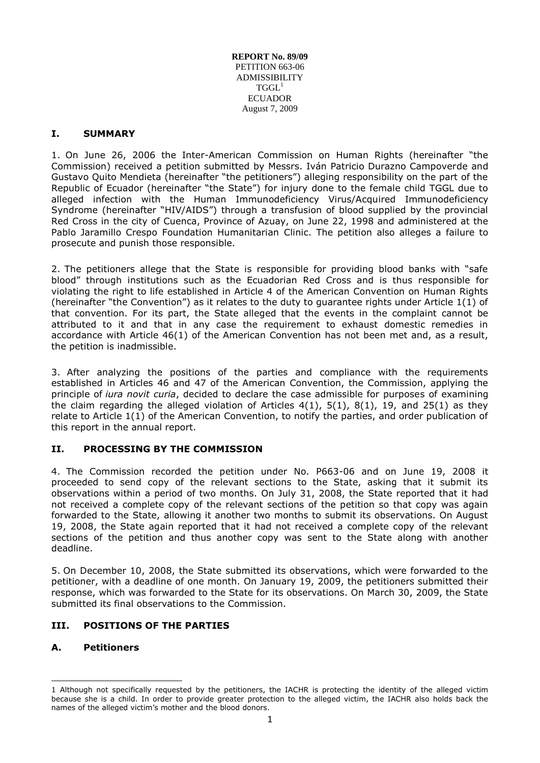**REPORT No. 89/09**
PETITION 663-06
ADMISSIBILITY
TGGL[1]
ECUADOR
August 7, 2009

## I. SUMMARY

1. On June 26, 2006 the Inter-American Commission on Human Rights (hereinafter "the Commission) received a petition submitted by Messrs. Iván Patricio Durazno Campoverde and Gustavo Quito Mendieta (hereinafter "the petitioners") alleging responsibility on the part of the Republic of Ecuador (hereinafter "the State") for injury done to the female child TGGL due to alleged infection with the Human Immunodeficiency Virus/Acquired Immunodeficiency Syndrome (hereinafter "HIV/AIDS") through a transfusion of blood supplied by the provincial Red Cross in the city of Cuenca, Province of Azuay, on June 22, 1998 and administered at the Pablo Jaramillo Crespo Foundation Humanitarian Clinic. The petition also alleges a failure to prosecute and punish those responsible.

2. The petitioners allege that the State is responsible for providing blood banks with "safe blood" through institutions such as the Ecuadorian Red Cross and is thus responsible for violating the right to life established in Article 4 of the American Convention on Human Rights (hereinafter "the Convention") as it relates to the duty to guarantee rights under Article 1(1) of that convention. For its part, the State alleged that the events in the complaint cannot be attributed to it and that in any case the requirement to exhaust domestic remedies in accordance with Article 46(1) of the American Convention has not been met and, as a result, the petition is inadmissible.

3. After analyzing the positions of the parties and compliance with the requirements established in Articles 46 and 47 of the American Convention, the Commission, applying the principle of *iura novit curia*, decided to declare the case admissible for purposes of examining the claim regarding the alleged violation of Articles 4(1), 5(1), 8(1), 19, and 25(1) as they relate to Article 1(1) of the American Convention, to notify the parties, and order publication of this report in the annual report.

## II. PROCESSING BY THE COMMISSION

4. The Commission recorded the petition under No. P663-06 and on June 19, 2008 it proceeded to send copy of the relevant sections to the State, asking that it submit its observations within a period of two months. On July 31, 2008, the State reported that it had not received a complete copy of the relevant sections of the petition so that copy was again forwarded to the State, allowing it another two months to submit its observations. On August 19, 2008, the State again reported that it had not received a complete copy of the relevant sections of the petition and thus another copy was sent to the State along with another deadline.

5. On December 10, 2008, the State submitted its observations, which were forwarded to the petitioner, with a deadline of one month. On January 19, 2009, the petitioners submitted their response, which was forwarded to the State for its observations. On March 30, 2009, the State submitted its final observations to the Commission.

## III. POSITIONS OF THE PARTIES

### A. Petitioners

---

1 Although not specifically requested by the petitioners, the IACHR is protecting the identity of the alleged victim because she is a child. In order to provide greater protection to the alleged victim, the IACHR also holds back the names of the alleged victim's mother and the blood donors.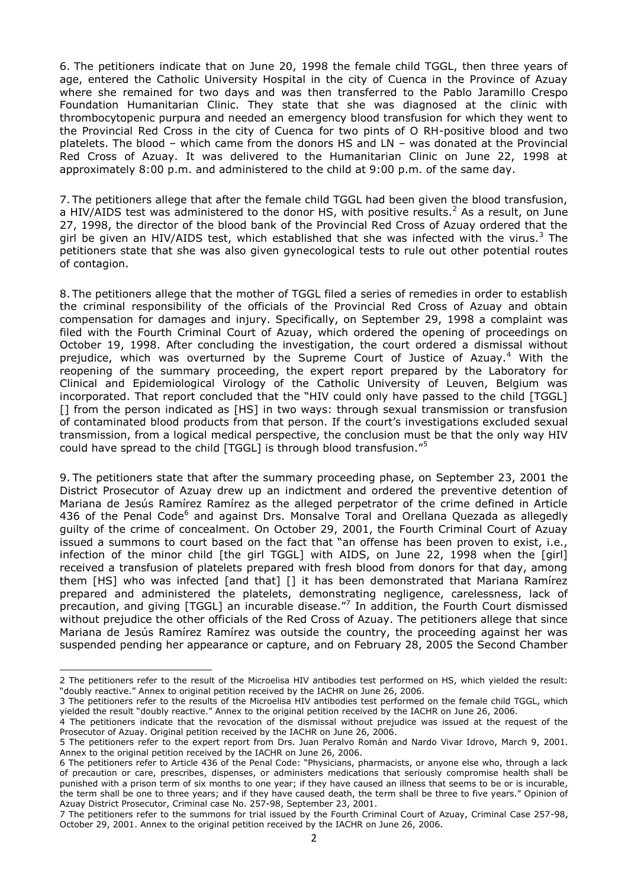6. The petitioners indicate that on June 20, 1998 the female child TGGL, then three years of age, entered the Catholic University Hospital in the city of Cuenca in the Province of Azuay where she remained for two days and was then transferred to the Pablo Jaramillo Crespo Foundation Humanitarian Clinic. They state that she was diagnosed at the clinic with thrombocytopenic purpura and needed an emergency blood transfusion for which they went to the Provincial Red Cross in the city of Cuenca for two pints of O RH-positive blood and two platelets. The blood – which came from the donors HS and LN – was donated at the Provincial Red Cross of Azuay. It was delivered to the Humanitarian Clinic on June 22, 1998 at approximately 8:00 p.m. and administered to the child at 9:00 p.m. of the same day.

7. The petitioners allege that after the female child TGGL had been given the blood transfusion, a HIV/AIDS test was administered to the donor HS, with positive results.[2] As a result, on June 27, 1998, the director of the blood bank of the Provincial Red Cross of Azuay ordered that the girl be given an HIV/AIDS test, which established that she was infected with the virus.[3] The petitioners state that she was also given gynecological tests to rule out other potential routes of contagion.

8. The petitioners allege that the mother of TGGL filed a series of remedies in order to establish the criminal responsibility of the officials of the Provincial Red Cross of Azuay and obtain compensation for damages and injury. Specifically, on September 29, 1998 a complaint was filed with the Fourth Criminal Court of Azuay, which ordered the opening of proceedings on October 19, 1998. After concluding the investigation, the court ordered a dismissal without prejudice, which was overturned by the Supreme Court of Justice of Azuay.[4] With the reopening of the summary proceeding, the expert report prepared by the Laboratory for Clinical and Epidemiological Virology of the Catholic University of Leuven, Belgium was incorporated. That report concluded that the "HIV could only have passed to the child [TGGL] [] from the person indicated as [HS] in two ways: through sexual transmission or transfusion of contaminated blood products from that person. If the court's investigations excluded sexual transmission, from a logical medical perspective, the conclusion must be that the only way HIV could have spread to the child [TGGL] is through blood transfusion."[5]

9. The petitioners state that after the summary proceeding phase, on September 23, 2001 the District Prosecutor of Azuay drew up an indictment and ordered the preventive detention of Mariana de Jesús Ramírez Ramírez as the alleged perpetrator of the crime defined in Article 436 of the Penal Code[6] and against Drs. Monsalve Toral and Orellana Quezada as allegedly guilty of the crime of concealment. On October 29, 2001, the Fourth Criminal Court of Azuay issued a summons to court based on the fact that "an offense has been proven to exist, i.e., infection of the minor child [the girl TGGL] with AIDS, on June 22, 1998 when the [girl] received a transfusion of platelets prepared with fresh blood from donors for that day, among them [HS] who was infected [and that] [] it has been demonstrated that Mariana Ramírez prepared and administered the platelets, demonstrating negligence, carelessness, lack of precaution, and giving [TGGL] an incurable disease."[7] In addition, the Fourth Court dismissed without prejudice the other officials of the Red Cross of Azuay. The petitioners allege that since Mariana de Jesús Ramírez Ramírez was outside the country, the proceeding against her was suspended pending her appearance or capture, and on February 28, 2005 the Second Chamber

---

2 The petitioners refer to the result of the Microelisa HIV antibodies test performed on HS, which yielded the result: "doubly reactive." Annex to original petition received by the IACHR on June 26, 2006.

3 The petitioners refer to the results of the Microelisa HIV antibodies test performed on the female child TGGL, which yielded the result "doubly reactive." Annex to the original petition received by the IACHR on June 26, 2006.

4 The petitioners indicate that the revocation of the dismissal without prejudice was issued at the request of the Prosecutor of Azuay. Original petition received by the IACHR on June 26, 2006.

5 The petitioners refer to the expert report from Drs. Juan Peralvo Román and Nardo Vivar Idrovo, March 9, 2001. Annex to the original petition received by the IACHR on June 26, 2006.

6 The petitioners refer to Article 436 of the Penal Code: "Physicians, pharmacists, or anyone else who, through a lack of precaution or care, prescribes, dispenses, or administers medications that seriously compromise health shall be punished with a prison term of six months to one year; if they have caused an illness that seems to be or is incurable, the term shall be one to three years; and if they have caused death, the term shall be three to five years." Opinion of Azuay District Prosecutor, Criminal case No. 257-98, September 23, 2001.

7 The petitioners refer to the summons for trial issued by the Fourth Criminal Court of Azuay, Criminal Case 257-98, October 29, 2001. Annex to the original petition received by the IACHR on June 26, 2006.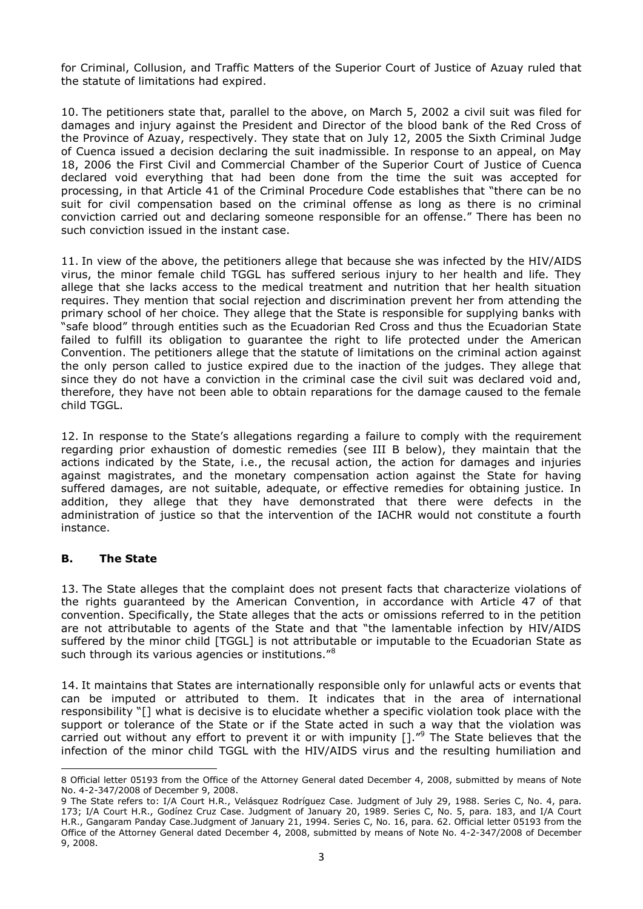for Criminal, Collusion, and Traffic Matters of the Superior Court of Justice of Azuay ruled that the statute of limitations had expired.

10. The petitioners state that, parallel to the above, on March 5, 2002 a civil suit was filed for damages and injury against the President and Director of the blood bank of the Red Cross of the Province of Azuay, respectively. They state that on July 12, 2005 the Sixth Criminal Judge of Cuenca issued a decision declaring the suit inadmissible. In response to an appeal, on May 18, 2006 the First Civil and Commercial Chamber of the Superior Court of Justice of Cuenca declared void everything that had been done from the time the suit was accepted for processing, in that Article 41 of the Criminal Procedure Code establishes that "there can be no suit for civil compensation based on the criminal offense as long as there is no criminal conviction carried out and declaring someone responsible for an offense." There has been no such conviction issued in the instant case.

11. In view of the above, the petitioners allege that because she was infected by the HIV/AIDS virus, the minor female child TGGL has suffered serious injury to her health and life. They allege that she lacks access to the medical treatment and nutrition that her health situation requires. They mention that social rejection and discrimination prevent her from attending the primary school of her choice. They allege that the State is responsible for supplying banks with "safe blood" through entities such as the Ecuadorian Red Cross and thus the Ecuadorian State failed to fulfill its obligation to guarantee the right to life protected under the American Convention. The petitioners allege that the statute of limitations on the criminal action against the only person called to justice expired due to the inaction of the judges. They allege that since they do not have a conviction in the criminal case the civil suit was declared void and, therefore, they have not been able to obtain reparations for the damage caused to the female child TGGL.

12. In response to the State's allegations regarding a failure to comply with the requirement regarding prior exhaustion of domestic remedies (see III B below), they maintain that the actions indicated by the State, i.e., the recusal action, the action for damages and injuries against magistrates, and the monetary compensation action against the State for having suffered damages, are not suitable, adequate, or effective remedies for obtaining justice. In addition, they allege that they have demonstrated that there were defects in the administration of justice so that the intervention of the IACHR would not constitute a fourth instance.

## B. The State

13. The State alleges that the complaint does not present facts that characterize violations of the rights guaranteed by the American Convention, in accordance with Article 47 of that convention. Specifically, the State alleges that the acts or omissions referred to in the petition are not attributable to agents of the State and that "the lamentable infection by HIV/AIDS suffered by the minor child [TGGL] is not attributable or imputable to the Ecuadorian State as such through its various agencies or institutions."[8]

14. It maintains that States are internationally responsible only for unlawful acts or events that can be imputed or attributed to them. It indicates that in the area of international responsibility "[] what is decisive is to elucidate whether a specific violation took place with the support or tolerance of the State or if the State acted in such a way that the violation was carried out without any effort to prevent it or with impunity []."[9] The State believes that the infection of the minor child TGGL with the HIV/AIDS virus and the resulting humiliation and

---

8 Official letter 05193 from the Office of the Attorney General dated December 4, 2008, submitted by means of Note No. 4-2-347/2008 of December 9, 2008.

9 The State refers to: I/A Court H.R., Velásquez Rodríguez Case. Judgment of July 29, 1988. Series C, No. 4, para. 173; I/A Court H.R., Godínez Cruz Case. Judgment of January 20, 1989. Series C, No. 5, para. 183, and I/A Court H.R., Gangaram Panday Case.Judgment of January 21, 1994. Series C, No. 16, para. 62. Official letter 05193 from the Office of the Attorney General dated December 4, 2008, submitted by means of Note No. 4-2-347/2008 of December 9, 2008.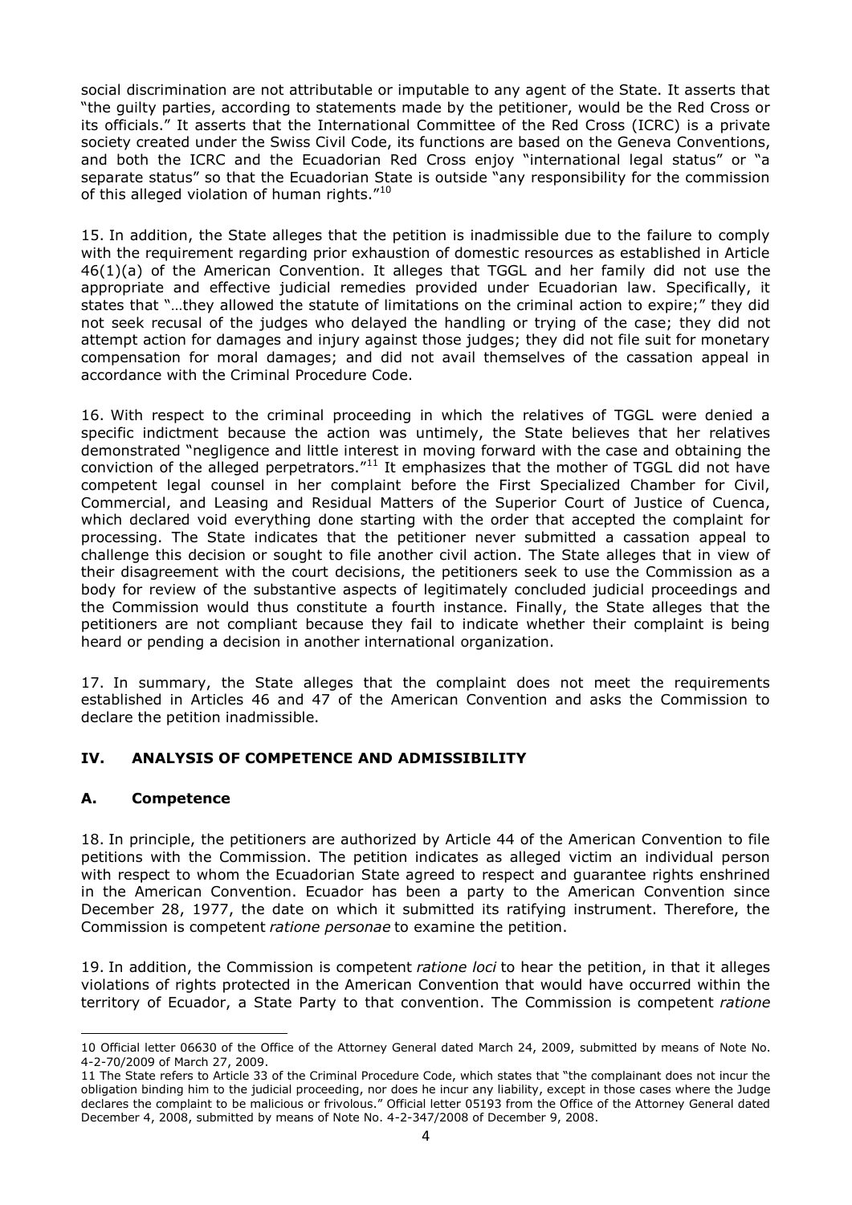social discrimination are not attributable or imputable to any agent of the State. It asserts that "the guilty parties, according to statements made by the petitioner, would be the Red Cross or its officials." It asserts that the International Committee of the Red Cross (ICRC) is a private society created under the Swiss Civil Code, its functions are based on the Geneva Conventions, and both the ICRC and the Ecuadorian Red Cross enjoy "international legal status" or "a separate status" so that the Ecuadorian State is outside "any responsibility for the commission of this alleged violation of human rights."[10]

15. In addition, the State alleges that the petition is inadmissible due to the failure to comply with the requirement regarding prior exhaustion of domestic resources as established in Article 46(1)(a) of the American Convention. It alleges that TGGL and her family did not use the appropriate and effective judicial remedies provided under Ecuadorian law. Specifically, it states that "…they allowed the statute of limitations on the criminal action to expire;" they did not seek recusal of the judges who delayed the handling or trying of the case; they did not attempt action for damages and injury against those judges; they did not file suit for monetary compensation for moral damages; and did not avail themselves of the cassation appeal in accordance with the Criminal Procedure Code.

16. With respect to the criminal proceeding in which the relatives of TGGL were denied a specific indictment because the action was untimely, the State believes that her relatives demonstrated "negligence and little interest in moving forward with the case and obtaining the conviction of the alleged perpetrators."[11] It emphasizes that the mother of TGGL did not have competent legal counsel in her complaint before the First Specialized Chamber for Civil, Commercial, and Leasing and Residual Matters of the Superior Court of Justice of Cuenca, which declared void everything done starting with the order that accepted the complaint for processing. The State indicates that the petitioner never submitted a cassation appeal to challenge this decision or sought to file another civil action. The State alleges that in view of their disagreement with the court decisions, the petitioners seek to use the Commission as a body for review of the substantive aspects of legitimately concluded judicial proceedings and the Commission would thus constitute a fourth instance. Finally, the State alleges that the petitioners are not compliant because they fail to indicate whether their complaint is being heard or pending a decision in another international organization.

17. In summary, the State alleges that the complaint does not meet the requirements established in Articles 46 and 47 of the American Convention and asks the Commission to declare the petition inadmissible.

## IV. ANALYSIS OF COMPETENCE AND ADMISSIBILITY

### A. Competence

18. In principle, the petitioners are authorized by Article 44 of the American Convention to file petitions with the Commission. The petition indicates as alleged victim an individual person with respect to whom the Ecuadorian State agreed to respect and guarantee rights enshrined in the American Convention. Ecuador has been a party to the American Convention since December 28, 1977, the date on which it submitted its ratifying instrument. Therefore, the Commission is competent *ratione personae* to examine the petition.

19. In addition, the Commission is competent *ratione loci* to hear the petition, in that it alleges violations of rights protected in the American Convention that would have occurred within the territory of Ecuador, a State Party to that convention. The Commission is competent *ratione*

---

10 Official letter 06630 of the Office of the Attorney General dated March 24, 2009, submitted by means of Note No. 4-2-70/2009 of March 27, 2009.

11 The State refers to Article 33 of the Criminal Procedure Code, which states that "the complainant does not incur the obligation binding him to the judicial proceeding, nor does he incur any liability, except in those cases where the Judge declares the complaint to be malicious or frivolous." Official letter 05193 from the Office of the Attorney General dated December 4, 2008, submitted by means of Note No. 4-2-347/2008 of December 9, 2008.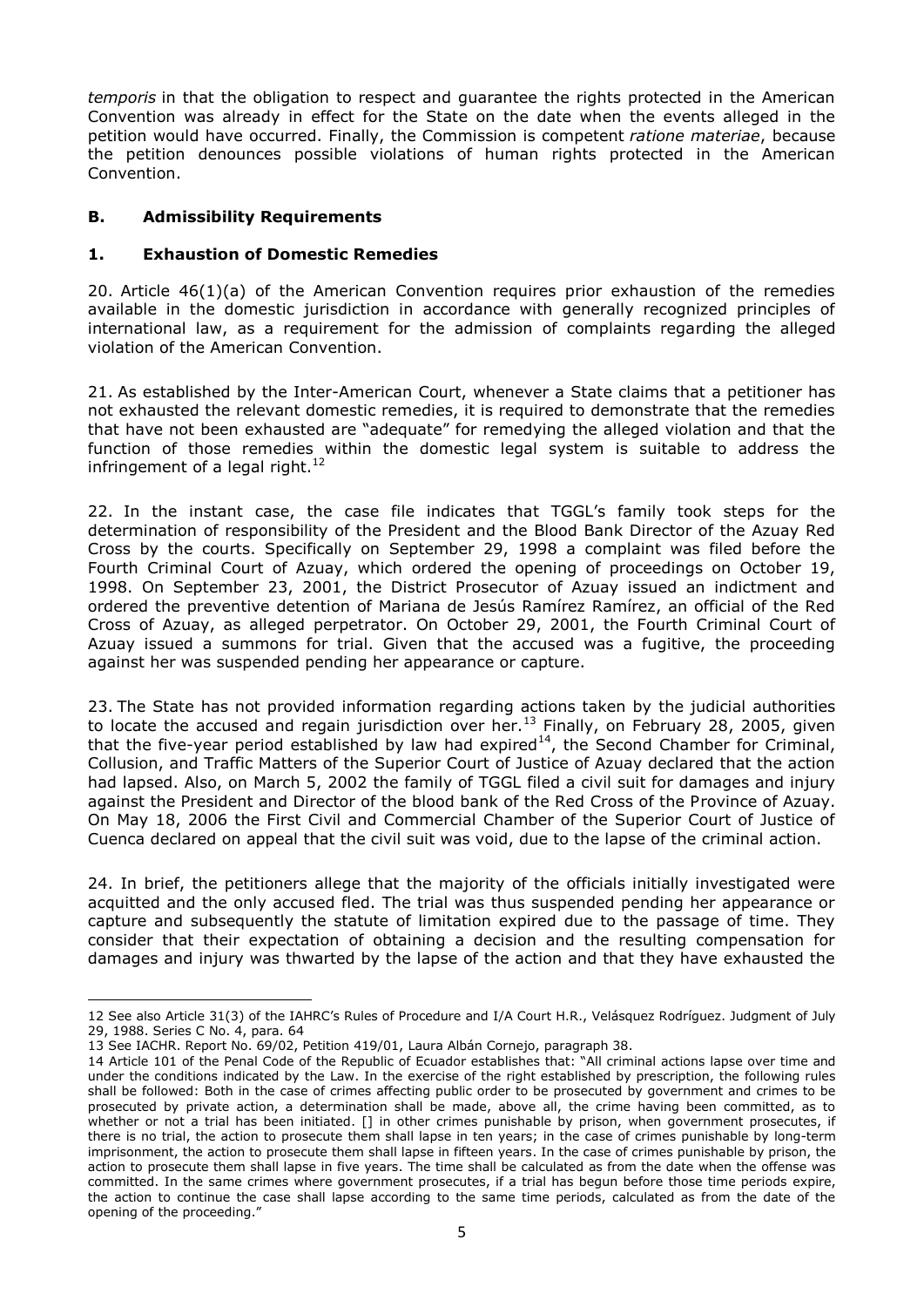*temporis* in that the obligation to respect and guarantee the rights protected in the American Convention was already in effect for the State on the date when the events alleged in the petition would have occurred. Finally, the Commission is competent *ratione materiae*, because the petition denounces possible violations of human rights protected in the American Convention.

### B. Admissibility Requirements

### 1. Exhaustion of Domestic Remedies

20. Article 46(1)(a) of the American Convention requires prior exhaustion of the remedies available in the domestic jurisdiction in accordance with generally recognized principles of international law, as a requirement for the admission of complaints regarding the alleged violation of the American Convention.

21. As established by the Inter-American Court, whenever a State claims that a petitioner has not exhausted the relevant domestic remedies, it is required to demonstrate that the remedies that have not been exhausted are "adequate" for remedying the alleged violation and that the function of those remedies within the domestic legal system is suitable to address the infringement of a legal right.[12]

22. In the instant case, the case file indicates that TGGL's family took steps for the determination of responsibility of the President and the Blood Bank Director of the Azuay Red Cross by the courts. Specifically on September 29, 1998 a complaint was filed before the Fourth Criminal Court of Azuay, which ordered the opening of proceedings on October 19, 1998. On September 23, 2001, the District Prosecutor of Azuay issued an indictment and ordered the preventive detention of Mariana de Jesús Ramírez Ramírez, an official of the Red Cross of Azuay, as alleged perpetrator. On October 29, 2001, the Fourth Criminal Court of Azuay issued a summons for trial. Given that the accused was a fugitive, the proceeding against her was suspended pending her appearance or capture.

23. The State has not provided information regarding actions taken by the judicial authorities to locate the accused and regain jurisdiction over her.[13] Finally, on February 28, 2005, given that the five-year period established by law had expired[14], the Second Chamber for Criminal, Collusion, and Traffic Matters of the Superior Court of Justice of Azuay declared that the action had lapsed. Also, on March 5, 2002 the family of TGGL filed a civil suit for damages and injury against the President and Director of the blood bank of the Red Cross of the Province of Azuay. On May 18, 2006 the First Civil and Commercial Chamber of the Superior Court of Justice of Cuenca declared on appeal that the civil suit was void, due to the lapse of the criminal action.

24. In brief, the petitioners allege that the majority of the officials initially investigated were acquitted and the only accused fled. The trial was thus suspended pending her appearance or capture and subsequently the statute of limitation expired due to the passage of time. They consider that their expectation of obtaining a decision and the resulting compensation for damages and injury was thwarted by the lapse of the action and that they have exhausted the

---

12 See also Article 31(3) of the IAHRC's Rules of Procedure and I/A Court H.R., Velásquez Rodríguez. Judgment of July 29, 1988. Series C No. 4, para. 64

13 See IACHR. Report No. 69/02, Petition 419/01, Laura Albán Cornejo, paragraph 38.

14 Article 101 of the Penal Code of the Republic of Ecuador establishes that: "All criminal actions lapse over time and under the conditions indicated by the Law. In the exercise of the right established by prescription, the following rules shall be followed: Both in the case of crimes affecting public order to be prosecuted by government and crimes to be prosecuted by private action, a determination shall be made, above all, the crime having been committed, as to whether or not a trial has been initiated. [] in other crimes punishable by prison, when government prosecutes, if there is no trial, the action to prosecute them shall lapse in ten years; in the case of crimes punishable by long-term imprisonment, the action to prosecute them shall lapse in fifteen years. In the case of crimes punishable by prison, the action to prosecute them shall lapse in five years. The time shall be calculated as from the date when the offense was committed. In the same crimes where government prosecutes, if a trial has begun before those time periods expire, the action to continue the case shall lapse according to the same time periods, calculated as from the date of the opening of the proceeding."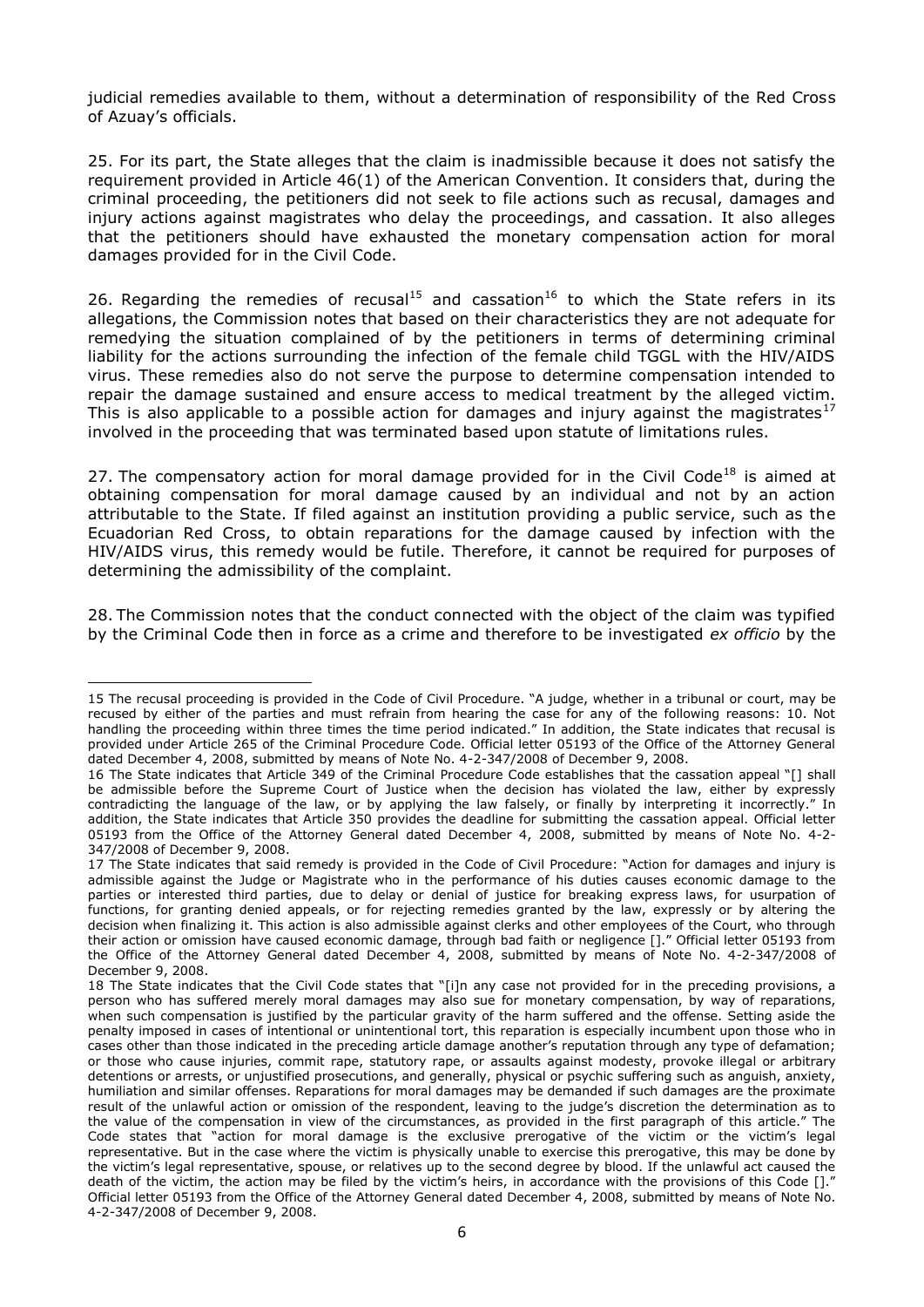judicial remedies available to them, without a determination of responsibility of the Red Cross of Azuay's officials.

25. For its part, the State alleges that the claim is inadmissible because it does not satisfy the requirement provided in Article 46(1) of the American Convention. It considers that, during the criminal proceeding, the petitioners did not seek to file actions such as recusal, damages and injury actions against magistrates who delay the proceedings, and cassation. It also alleges that the petitioners should have exhausted the monetary compensation action for moral damages provided for in the Civil Code.

26. Regarding the remedies of recusal[15] and cassation[16] to which the State refers in its allegations, the Commission notes that based on their characteristics they are not adequate for remedying the situation complained of by the petitioners in terms of determining criminal liability for the actions surrounding the infection of the female child TGGL with the HIV/AIDS virus. These remedies also do not serve the purpose to determine compensation intended to repair the damage sustained and ensure access to medical treatment by the alleged victim. This is also applicable to a possible action for damages and injury against the magistrates[17] involved in the proceeding that was terminated based upon statute of limitations rules.

27. The compensatory action for moral damage provided for in the Civil Code[18] is aimed at obtaining compensation for moral damage caused by an individual and not by an action attributable to the State. If filed against an institution providing a public service, such as the Ecuadorian Red Cross, to obtain reparations for the damage caused by infection with the HIV/AIDS virus, this remedy would be futile. Therefore, it cannot be required for purposes of determining the admissibility of the complaint.

28. The Commission notes that the conduct connected with the object of the claim was typified by the Criminal Code then in force as a crime and therefore to be investigated *ex officio* by the

---

15 The recusal proceeding is provided in the Code of Civil Procedure. "A judge, whether in a tribunal or court, may be recused by either of the parties and must refrain from hearing the case for any of the following reasons: 10. Not handling the proceeding within three times the time period indicated." In addition, the State indicates that recusal is provided under Article 265 of the Criminal Procedure Code. Official letter 05193 of the Office of the Attorney General dated December 4, 2008, submitted by means of Note No. 4-2-347/2008 of December 9, 2008.

16 The State indicates that Article 349 of the Criminal Procedure Code establishes that the cassation appeal "[] shall be admissible before the Supreme Court of Justice when the decision has violated the law, either by expressly contradicting the language of the law, or by applying the law falsely, or finally by interpreting it incorrectly." In addition, the State indicates that Article 350 provides the deadline for submitting the cassation appeal. Official letter 05193 from the Office of the Attorney General dated December 4, 2008, submitted by means of Note No. 4-2-347/2008 of December 9, 2008.

17 The State indicates that said remedy is provided in the Code of Civil Procedure: "Action for damages and injury is admissible against the Judge or Magistrate who in the performance of his duties causes economic damage to the parties or interested third parties, due to delay or denial of justice for breaking express laws, for usurpation of functions, for granting denied appeals, or for rejecting remedies granted by the law, expressly or by altering the decision when finalizing it. This action is also admissible against clerks and other employees of the Court, who through their action or omission have caused economic damage, through bad faith or negligence []." Official letter 05193 from the Office of the Attorney General dated December 4, 2008, submitted by means of Note No. 4-2-347/2008 of December 9, 2008.

18 The State indicates that the Civil Code states that "[i]n any case not provided for in the preceding provisions, a person who has suffered merely moral damages may also sue for monetary compensation, by way of reparations, when such compensation is justified by the particular gravity of the harm suffered and the offense. Setting aside the penalty imposed in cases of intentional or unintentional tort, this reparation is especially incumbent upon those who in cases other than those indicated in the preceding article damage another's reputation through any type of defamation; or those who cause injuries, commit rape, statutory rape, or assaults against modesty, provoke illegal or arbitrary detentions or arrests, or unjustified prosecutions, and generally, physical or psychic suffering such as anguish, anxiety, humiliation and similar offenses. Reparations for moral damages may be demanded if such damages are the proximate result of the unlawful action or omission of the respondent, leaving to the judge's discretion the determination as to the value of the compensation in view of the circumstances, as provided in the first paragraph of this article." The Code states that "action for moral damage is the exclusive prerogative of the victim or the victim's legal representative. But in the case where the victim is physically unable to exercise this prerogative, this may be done by the victim's legal representative, spouse, or relatives up to the second degree by blood. If the unlawful act caused the death of the victim, the action may be filed by the victim's heirs, in accordance with the provisions of this Code []." Official letter 05193 from the Office of the Attorney General dated December 4, 2008, submitted by means of Note No. 4-2-347/2008 of December 9, 2008.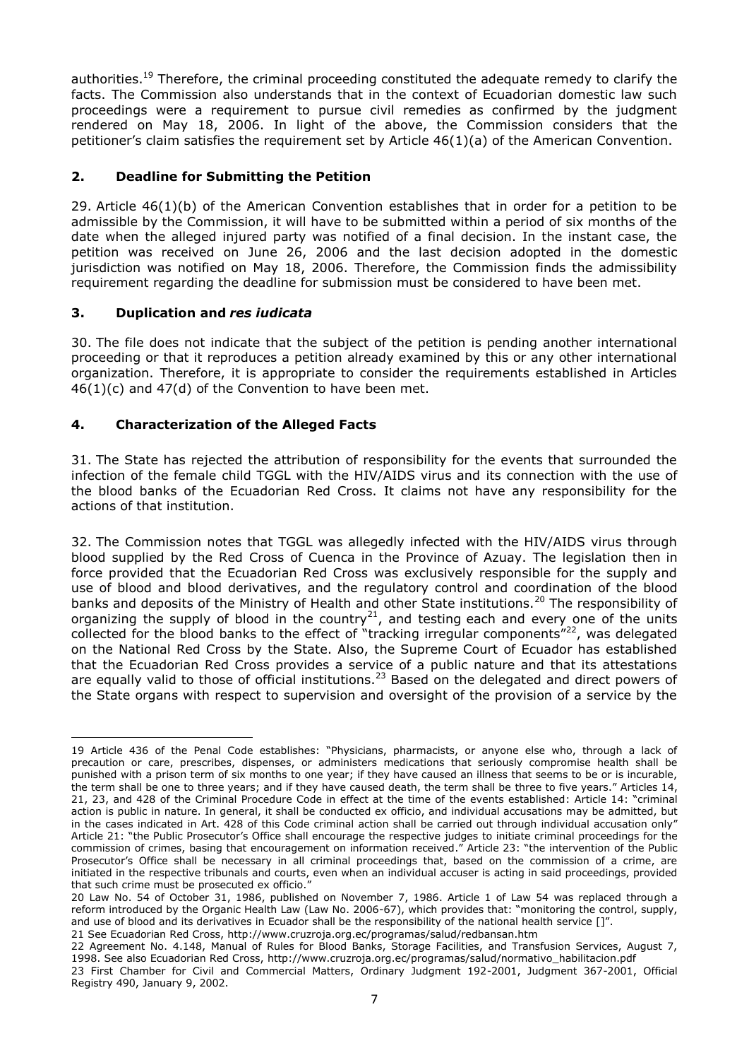authorities.[19] Therefore, the criminal proceeding constituted the adequate remedy to clarify the facts. The Commission also understands that in the context of Ecuadorian domestic law such proceedings were a requirement to pursue civil remedies as confirmed by the judgment rendered on May 18, 2006. In light of the above, the Commission considers that the petitioner's claim satisfies the requirement set by Article 46(1)(a) of the American Convention.

## 2. Deadline for Submitting the Petition

29. Article 46(1)(b) of the American Convention establishes that in order for a petition to be admissible by the Commission, it will have to be submitted within a period of six months of the date when the alleged injured party was notified of a final decision. In the instant case, the petition was received on June 26, 2006 and the last decision adopted in the domestic jurisdiction was notified on May 18, 2006. Therefore, the Commission finds the admissibility requirement regarding the deadline for submission must be considered to have been met.

## 3. Duplication and *res iudicata*

30. The file does not indicate that the subject of the petition is pending another international proceeding or that it reproduces a petition already examined by this or any other international organization. Therefore, it is appropriate to consider the requirements established in Articles 46(1)(c) and 47(d) of the Convention to have been met.

## 4. Characterization of the Alleged Facts

31. The State has rejected the attribution of responsibility for the events that surrounded the infection of the female child TGGL with the HIV/AIDS virus and its connection with the use of the blood banks of the Ecuadorian Red Cross. It claims not have any responsibility for the actions of that institution.

32. The Commission notes that TGGL was allegedly infected with the HIV/AIDS virus through blood supplied by the Red Cross of Cuenca in the Province of Azuay. The legislation then in force provided that the Ecuadorian Red Cross was exclusively responsible for the supply and use of blood and blood derivatives, and the regulatory control and coordination of the blood banks and deposits of the Ministry of Health and other State institutions.[20] The responsibility of organizing the supply of blood in the country[21], and testing each and every one of the units collected for the blood banks to the effect of "tracking irregular components"[22], was delegated on the National Red Cross by the State. Also, the Supreme Court of Ecuador has established that the Ecuadorian Red Cross provides a service of a public nature and that its attestations are equally valid to those of official institutions.[23] Based on the delegated and direct powers of the State organs with respect to supervision and oversight of the provision of a service by the

---

19 Article 436 of the Penal Code establishes: "Physicians, pharmacists, or anyone else who, through a lack of precaution or care, prescribes, dispenses, or administers medications that seriously compromise health shall be punished with a prison term of six months to one year; if they have caused an illness that seems to be or is incurable, the term shall be one to three years; and if they have caused death, the term shall be three to five years." Articles 14, 21, 23, and 428 of the Criminal Procedure Code in effect at the time of the events established: Article 14: "criminal action is public in nature. In general, it shall be conducted ex officio, and individual accusations may be admitted, but in the cases indicated in Art. 428 of this Code criminal action shall be carried out through individual accusation only" Article 21: "the Public Prosecutor's Office shall encourage the respective judges to initiate criminal proceedings for the commission of crimes, basing that encouragement on information received." Article 23: "the intervention of the Public Prosecutor's Office shall be necessary in all criminal proceedings that, based on the commission of a crime, are initiated in the respective tribunals and courts, even when an individual accuser is acting in said proceedings, provided that such crime must be prosecuted ex officio."

20 Law No. 54 of October 31, 1986, published on November 7, 1986. Article 1 of Law 54 was replaced through a reform introduced by the Organic Health Law (Law No. 2006-67), which provides that: "monitoring the control, supply, and use of blood and its derivatives in Ecuador shall be the responsibility of the national health service []".

21 See Ecuadorian Red Cross, http://www.cruzroja.org.ec/programas/salud/redbansan.htm

22 Agreement No. 4.148, Manual of Rules for Blood Banks, Storage Facilities, and Transfusion Services, August 7, 1998. See also Ecuadorian Red Cross, http://www.cruzroja.org.ec/programas/salud/normativo_habilitacion.pdf

23 First Chamber for Civil and Commercial Matters, Ordinary Judgment 192-2001, Judgment 367-2001, Official Registry 490, January 9, 2002.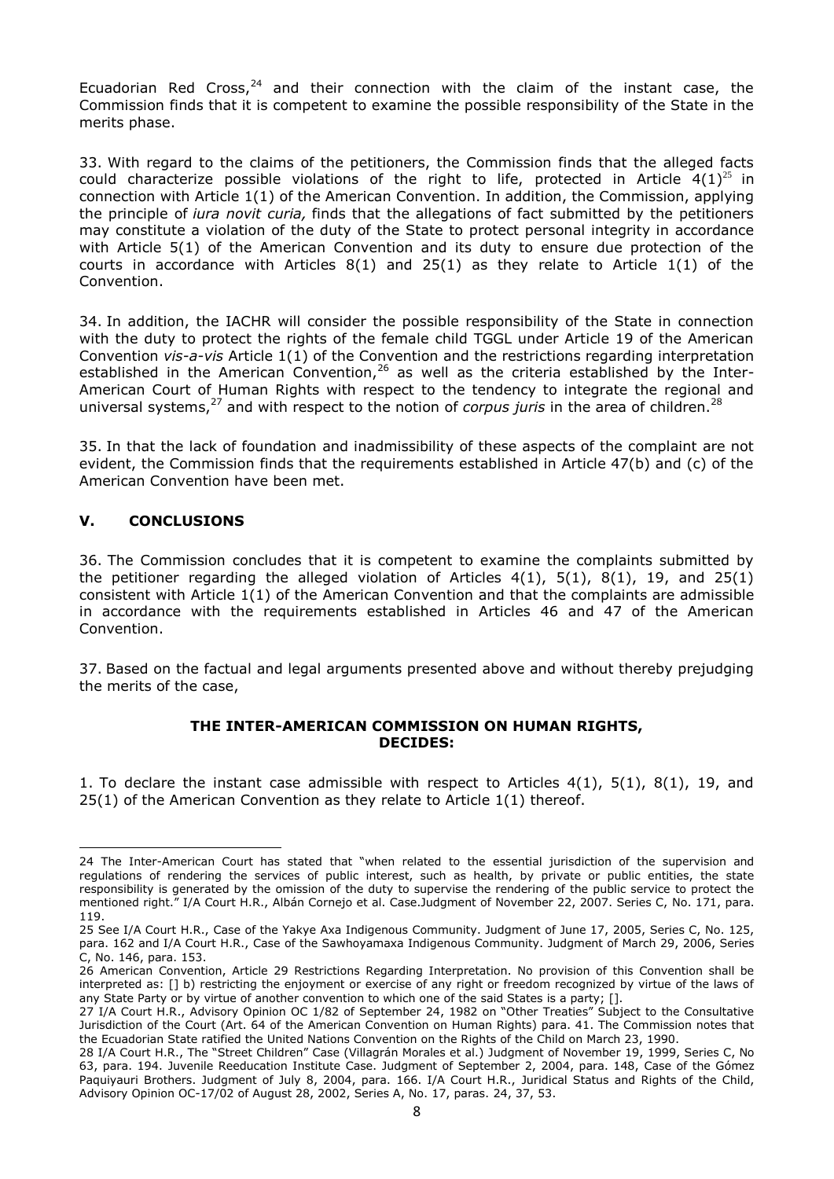Ecuadorian Red Cross,[24] and their connection with the claim of the instant case, the Commission finds that it is competent to examine the possible responsibility of the State in the merits phase.

33. With regard to the claims of the petitioners, the Commission finds that the alleged facts could characterize possible violations of the right to life, protected in Article 4(1)[25] in connection with Article 1(1) of the American Convention. In addition, the Commission, applying the principle of *iura novit curia,* finds that the allegations of fact submitted by the petitioners may constitute a violation of the duty of the State to protect personal integrity in accordance with Article 5(1) of the American Convention and its duty to ensure due protection of the courts in accordance with Articles 8(1) and 25(1) as they relate to Article 1(1) of the Convention.

34. In addition, the IACHR will consider the possible responsibility of the State in connection with the duty to protect the rights of the female child TGGL under Article 19 of the American Convention *vis-a-vis* Article 1(1) of the Convention and the restrictions regarding interpretation established in the American Convention,[26] as well as the criteria established by the Inter-American Court of Human Rights with respect to the tendency to integrate the regional and universal systems,[27] and with respect to the notion of *corpus juris* in the area of children.[28]

35. In that the lack of foundation and inadmissibility of these aspects of the complaint are not evident, the Commission finds that the requirements established in Article 47(b) and (c) of the American Convention have been met.

## V. CONCLUSIONS

36. The Commission concludes that it is competent to examine the complaints submitted by the petitioner regarding the alleged violation of Articles 4(1), 5(1), 8(1), 19, and 25(1) consistent with Article 1(1) of the American Convention and that the complaints are admissible in accordance with the requirements established in Articles 46 and 47 of the American Convention.

37. Based on the factual and legal arguments presented above and without thereby prejudging the merits of the case,

**THE INTER-AMERICAN COMMISSION ON HUMAN RIGHTS, DECIDES:**

1. To declare the instant case admissible with respect to Articles 4(1), 5(1), 8(1), 19, and 25(1) of the American Convention as they relate to Article 1(1) thereof.

---

24 The Inter-American Court has stated that "when related to the essential jurisdiction of the supervision and regulations of rendering the services of public interest, such as health, by private or public entities, the state responsibility is generated by the omission of the duty to supervise the rendering of the public service to protect the mentioned right." I/A Court H.R., Albán Cornejo et al. Case.Judgment of November 22, 2007. Series C, No. 171, para. 119.

25 See I/A Court H.R., Case of the Yakye Axa Indigenous Community. Judgment of June 17, 2005, Series C, No. 125, para. 162 and I/A Court H.R., Case of the Sawhoyamaxa Indigenous Community. Judgment of March 29, 2006, Series C, No. 146, para. 153.

26 American Convention, Article 29 Restrictions Regarding Interpretation. No provision of this Convention shall be interpreted as: [] b) restricting the enjoyment or exercise of any right or freedom recognized by virtue of the laws of any State Party or by virtue of another convention to which one of the said States is a party; [].

27 I/A Court H.R., Advisory Opinion OC 1/82 of September 24, 1982 on "Other Treaties" Subject to the Consultative Jurisdiction of the Court (Art. 64 of the American Convention on Human Rights) para. 41. The Commission notes that the Ecuadorian State ratified the United Nations Convention on the Rights of the Child on March 23, 1990.

28 I/A Court H.R., The "Street Children" Case (Villagrán Morales et al.) Judgment of November 19, 1999, Series C, No 63, para. 194. Juvenile Reeducation Institute Case. Judgment of September 2, 2004, para. 148, Case of the Gómez Paquiyauri Brothers. Judgment of July 8, 2004, para. 166. I/A Court H.R., Juridical Status and Rights of the Child, Advisory Opinion OC-17/02 of August 28, 2002, Series A, No. 17, paras. 24, 37, 53.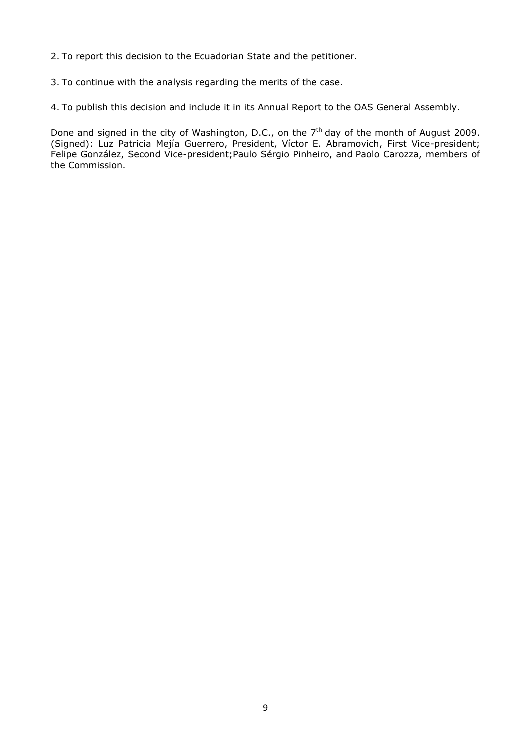2. To report this decision to the Ecuadorian State and the petitioner.

3. To continue with the analysis regarding the merits of the case.

4. To publish this decision and include it in its Annual Report to the OAS General Assembly.

Done and signed in the city of Washington, D.C., on the 7th day of the month of August 2009. (Signed): Luz Patricia Mejía Guerrero, President, Víctor E. Abramovich, First Vice-president; Felipe González, Second Vice-president;Paulo Sérgio Pinheiro, and Paolo Carozza, members of the Commission.